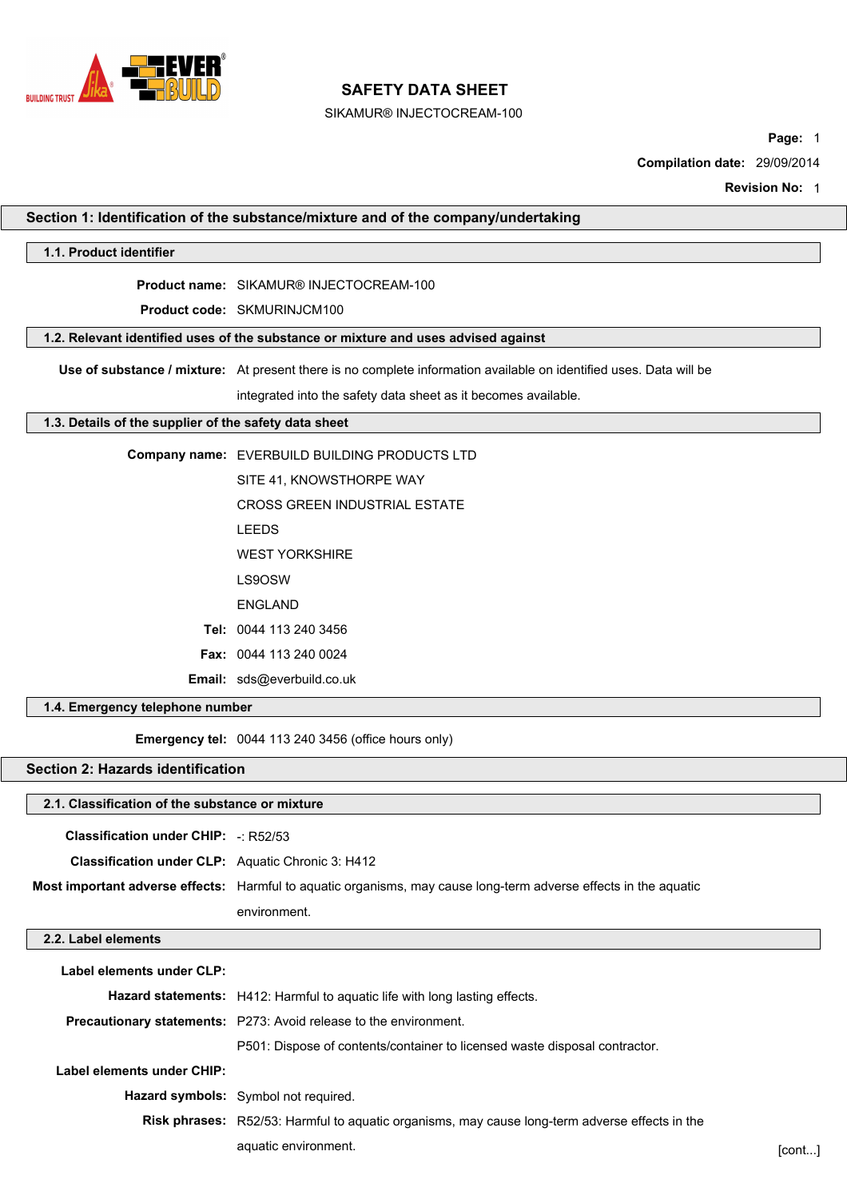# SAFETY DATA SHEET

SIKAMUR® INJECTOCREAM-100

**Compilation date:** 29/09/2014

**Revision No:** 1

## Section 1: Identification of the substance/mixture and of the company/undertaking

### 1.1. Product identifier

**Product name:** SIKAMUR® INJECTOCREAM-100

**Product code:** SKMURINJCM100

### 1.2. Relevant identified uses of the substance or mixture and uses advised against

**Use of substance / mixture:** At present there is no complete information available on identified uses. Data will be integrated into the safety data sheet as it becomes available.

### 1.3. Details of the supplier of the safety data sheet

**Company name:** EVERBUILD BUILDING PRODUCTS LTD
SITE 41, KNOWSTHORPE WAY
CROSS GREEN INDUSTRIAL ESTATE
LEEDS
WEST YORKSHIRE
LS9OSW
ENGLAND

**Tel:** 0044 113 240 3456

**Fax:** 0044 113 240 0024

**Email:** sds@everbuild.co.uk

### 1.4. Emergency telephone number

**Emergency tel:** 0044 113 240 3456 (office hours only)

## Section 2: Hazards identification

### 2.1. Classification of the substance or mixture

**Classification under CHIP:** -: R52/53

**Classification under CLP:** Aquatic Chronic 3: H412

**Most important adverse effects:** Harmful to aquatic organisms, may cause long-term adverse effects in the aquatic environment.

### 2.2. Label elements

**Label elements under CLP:**

**Hazard statements:** H412: Harmful to aquatic life with long lasting effects.

**Precautionary statements:** P273: Avoid release to the environment.
P501: Dispose of contents/container to licensed waste disposal contractor.

**Label elements under CHIP:**

**Hazard symbols:** Symbol not required.

**Risk phrases:** R52/53: Harmful to aquatic organisms, may cause long-term adverse effects in the aquatic environment.

[cont...]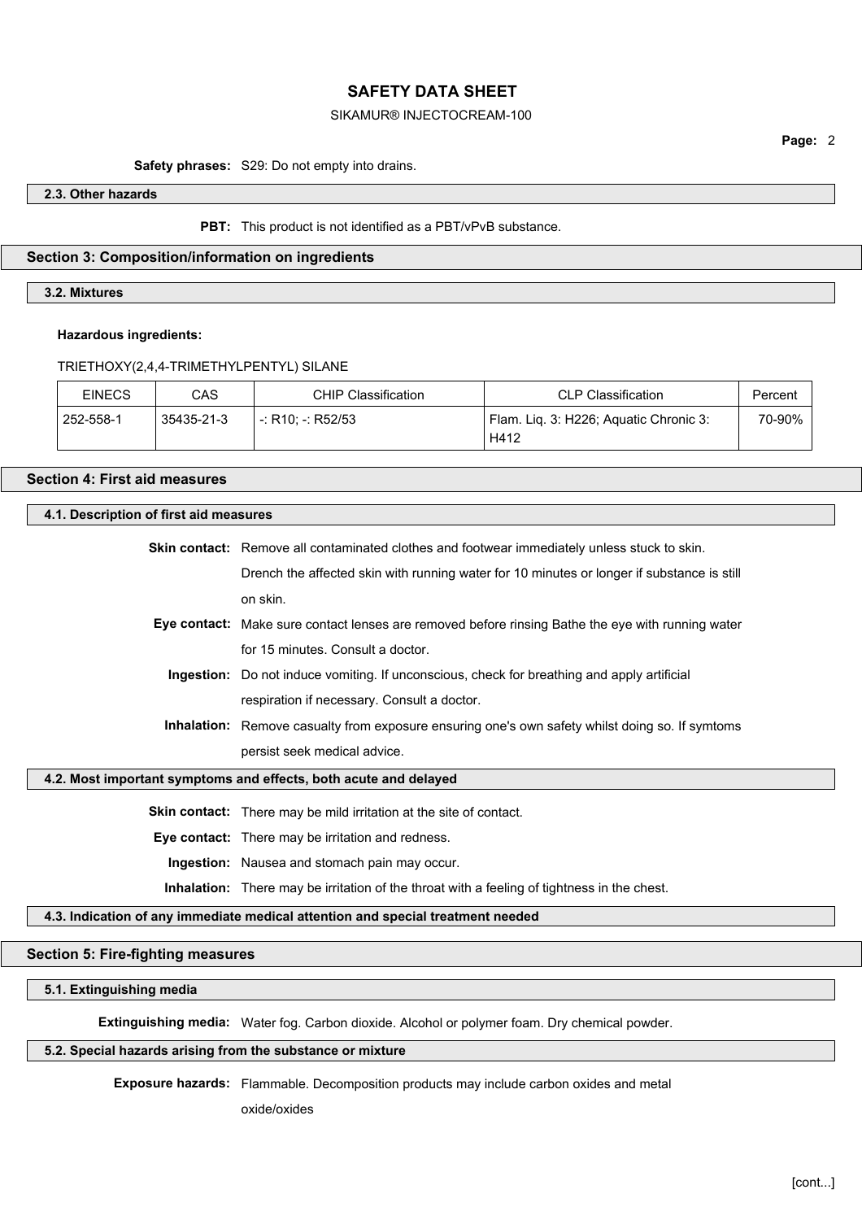**Safety phrases:** S29: Do not empty into drains.

### 2.3. Other hazards

**PBT:** This product is not identified as a PBT/vPvB substance.

## Section 3: Composition/information on ingredients

### 3.2. Mixtures

**Hazardous ingredients:**

TRIETHOXY(2,4,4-TRIMETHYLPENTYL) SILANE

| EINECS | CAS | CHIP Classification | CLP Classification | Percent |
|---|---|---|---|---|
| 252-558-1 | 35435-21-3 | -: R10; -: R52/53 | Flam. Liq. 3: H226; Aquatic Chronic 3: H412 | 70-90% |

## Section 4: First aid measures

### 4.1. Description of first aid measures

**Skin contact:** Remove all contaminated clothes and footwear immediately unless stuck to skin. Drench the affected skin with running water for 10 minutes or longer if substance is still on skin.

**Eye contact:** Make sure contact lenses are removed before rinsing Bathe the eye with running water for 15 minutes. Consult a doctor.

**Ingestion:** Do not induce vomiting. If unconscious, check for breathing and apply artificial respiration if necessary. Consult a doctor.

**Inhalation:** Remove casualty from exposure ensuring one's own safety whilst doing so. If symtoms persist seek medical advice.

### 4.2. Most important symptoms and effects, both acute and delayed

**Skin contact:** There may be mild irritation at the site of contact.

**Eye contact:** There may be irritation and redness.

**Ingestion:** Nausea and stomach pain may occur.

**Inhalation:** There may be irritation of the throat with a feeling of tightness in the chest.

### 4.3. Indication of any immediate medical attention and special treatment needed

## Section 5: Fire-fighting measures

### 5.1. Extinguishing media

**Extinguishing media:** Water fog. Carbon dioxide. Alcohol or polymer foam. Dry chemical powder.

### 5.2. Special hazards arising from the substance or mixture

**Exposure hazards:** Flammable. Decomposition products may include carbon oxides and metal oxide/oxides

[cont...]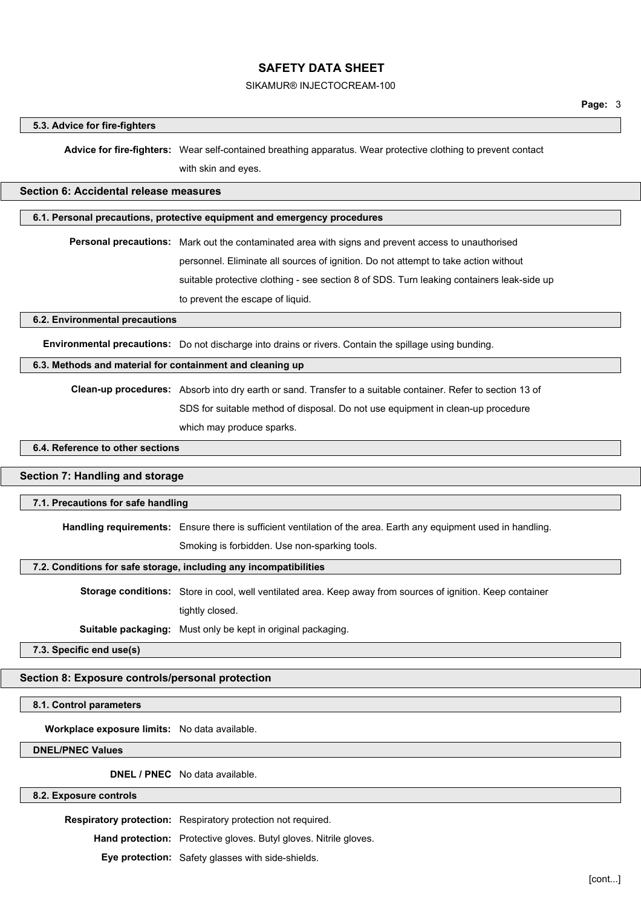### 5.3. Advice for fire-fighters

**Advice for fire-fighters:** Wear self-contained breathing apparatus. Wear protective clothing to prevent contact with skin and eyes.

## Section 6: Accidental release measures

### 6.1. Personal precautions, protective equipment and emergency procedures

**Personal precautions:** Mark out the contaminated area with signs and prevent access to unauthorised personnel. Eliminate all sources of ignition. Do not attempt to take action without suitable protective clothing - see section 8 of SDS. Turn leaking containers leak-side up to prevent the escape of liquid.

### 6.2. Environmental precautions

**Environmental precautions:** Do not discharge into drains or rivers. Contain the spillage using bunding.

### 6.3. Methods and material for containment and cleaning up

**Clean-up procedures:** Absorb into dry earth or sand. Transfer to a suitable container. Refer to section 13 of SDS for suitable method of disposal. Do not use equipment in clean-up procedure which may produce sparks.

### 6.4. Reference to other sections

## Section 7: Handling and storage

### 7.1. Precautions for safe handling

**Handling requirements:** Ensure there is sufficient ventilation of the area. Earth any equipment used in handling. Smoking is forbidden. Use non-sparking tools.

### 7.2. Conditions for safe storage, including any incompatibilities

**Storage conditions:** Store in cool, well ventilated area. Keep away from sources of ignition. Keep container tightly closed.

**Suitable packaging:** Must only be kept in original packaging.

### 7.3. Specific end use(s)

## Section 8: Exposure controls/personal protection

### 8.1. Control parameters

**Workplace exposure limits:** No data available.

### DNEL/PNEC Values

**DNEL / PNEC** No data available.

### 8.2. Exposure controls

**Respiratory protection:** Respiratory protection not required.

**Hand protection:** Protective gloves. Butyl gloves. Nitrile gloves.

**Eye protection:** Safety glasses with side-shields.

[cont...]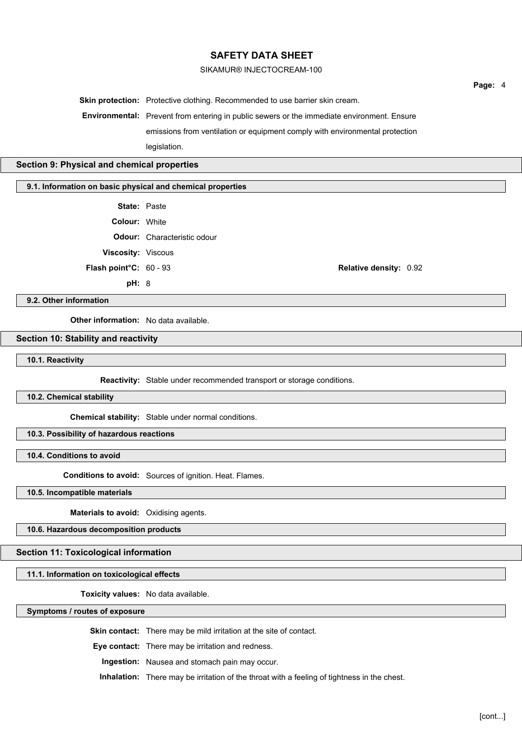**Skin protection:** Protective clothing. Recommended to use barrier skin cream.

**Environmental:** Prevent from entering in public sewers or the immediate environment. Ensure emissions from ventilation or equipment comply with environmental protection legislation.

## Section 9: Physical and chemical properties

### 9.1. Information on basic physical and chemical properties

**State:** Paste

**Colour:** White

**Odour:** Characteristic odour

**Viscosity:** Viscous

**Flash point°C:** 60 - 93

**Relative density:** 0.92

**pH:** 8

### 9.2. Other information

**Other information:** No data available.

## Section 10: Stability and reactivity

### 10.1. Reactivity

**Reactivity:** Stable under recommended transport or storage conditions.

### 10.2. Chemical stability

**Chemical stability:** Stable under normal conditions.

### 10.3. Possibility of hazardous reactions

### 10.4. Conditions to avoid

**Conditions to avoid:** Sources of ignition. Heat. Flames.

### 10.5. Incompatible materials

**Materials to avoid:** Oxidising agents.

### 10.6. Hazardous decomposition products

## Section 11: Toxicological information

### 11.1. Information on toxicological effects

**Toxicity values:** No data available.

### Symptoms / routes of exposure

**Skin contact:** There may be mild irritation at the site of contact.

**Eye contact:** There may be irritation and redness.

**Ingestion:** Nausea and stomach pain may occur.

**Inhalation:** There may be irritation of the throat with a feeling of tightness in the chest.

[cont...]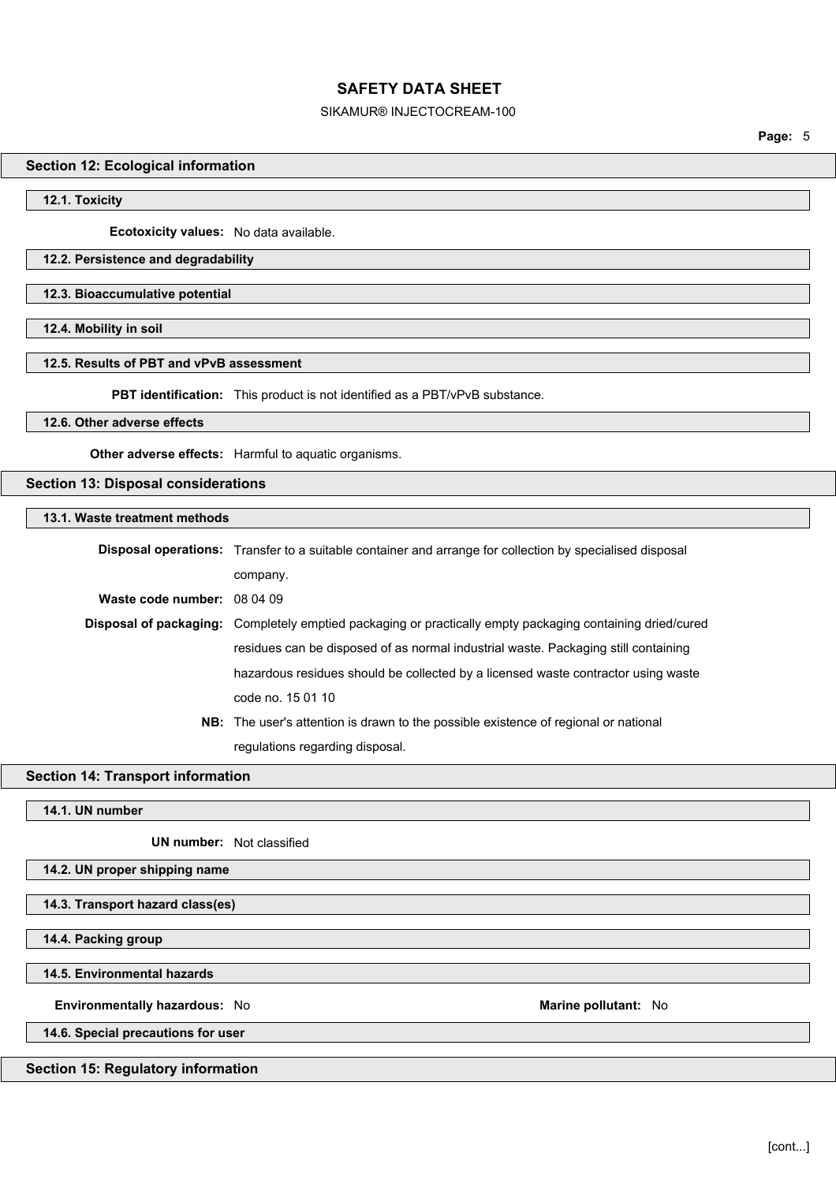## Section 12: Ecological information

### 12.1. Toxicity

**Ecotoxicity values:** No data available.

### 12.2. Persistence and degradability

### 12.3. Bioaccumulative potential

### 12.4. Mobility in soil

### 12.5. Results of PBT and vPvB assessment

**PBT identification:** This product is not identified as a PBT/vPvB substance.

### 12.6. Other adverse effects

**Other adverse effects:** Harmful to aquatic organisms.

## Section 13: Disposal considerations

### 13.1. Waste treatment methods

**Disposal operations:** Transfer to a suitable container and arrange for collection by specialised disposal company.

**Waste code number:** 08 04 09

**Disposal of packaging:** Completely emptied packaging or practically empty packaging containing dried/cured residues can be disposed of as normal industrial waste. Packaging still containing hazardous residues should be collected by a licensed waste contractor using waste code no. 15 01 10

**NB:** The user's attention is drawn to the possible existence of regional or national regulations regarding disposal.

## Section 14: Transport information

### 14.1. UN number

**UN number:** Not classified

### 14.2. UN proper shipping name

### 14.3. Transport hazard class(es)

### 14.4. Packing group

### 14.5. Environmental hazards

**Environmentally hazardous:** No

**Marine pollutant:** No

### 14.6. Special precautions for user

## Section 15: Regulatory information

[cont...]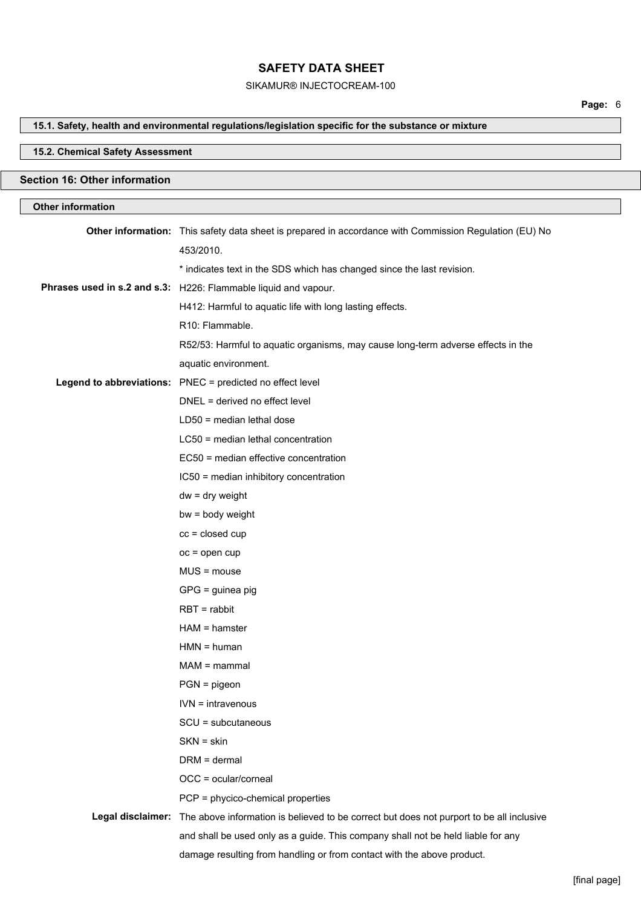### 15.1. Safety, health and environmental regulations/legislation specific for the substance or mixture

### 15.2. Chemical Safety Assessment

## Section 16: Other information

### Other information

**Other information:** This safety data sheet is prepared in accordance with Commission Regulation (EU) No 453/2010.

* indicates text in the SDS which has changed since the last revision.

**Phrases used in s.2 and s.3:**

H226: Flammable liquid and vapour.

H412: Harmful to aquatic life with long lasting effects.

R10: Flammable.

R52/53: Harmful to aquatic organisms, may cause long-term adverse effects in the aquatic environment.

**Legend to abbreviations:**

PNEC = predicted no effect level

DNEL = derived no effect level

LD50 = median lethal dose

LC50 = median lethal concentration

EC50 = median effective concentration

IC50 = median inhibitory concentration

dw = dry weight

bw = body weight

cc = closed cup

oc = open cup

MUS = mouse

GPG = guinea pig

RBT = rabbit

HAM = hamster

HMN = human

MAM = mammal

PGN = pigeon

IVN = intravenous

SCU = subcutaneous

SKN = skin

DRM = dermal

OCC = ocular/corneal

PCP = phycico-chemical properties

**Legal disclaimer:** The above information is believed to be correct but does not purport to be all inclusive and shall be used only as a guide. This company shall not be held liable for any damage resulting from handling or from contact with the above product.

[final page]